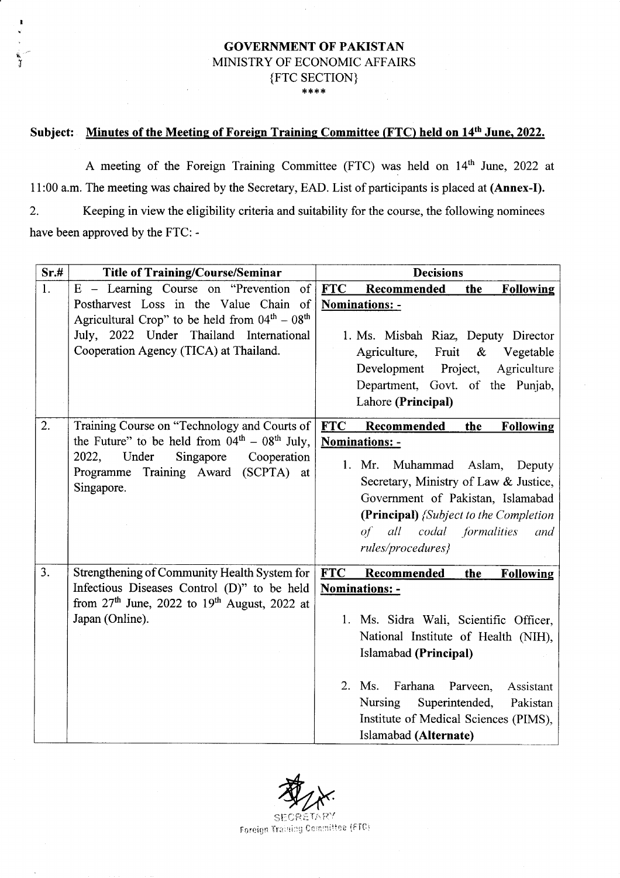**GOVERNMENT OF PAKISTAN**
MINISTRY OF ECONOMIC AFFAIRS
{FTC SECTION}
\*\*\*\*

**Subject: Minutes of the Meeting of Foreign Training Committee (FTC) held on 14th June, 2022.**

A meeting of the Foreign Training Committee (FTC) was held on 14th June, 2022 at 11:00 a.m. The meeting was chaired by the Secretary, EAD. List of participants is placed at **(Annex-I).**

2. Keeping in view the eligibility criteria and suitability for the course, the following nominees have been approved by the FTC: -

| Sr.# | Title of Training/Course/Seminar | Decisions |
|---|---|---|
| 1. | E – Learning Course on "Prevention of Postharvest Loss in the Value Chain of Agricultural Crop" to be held from 04th – 08th July, 2022 Under Thailand International Cooperation Agency (TICA) at Thailand. | **FTC Recommended the Following Nominations: -**<br><br>1. Ms. Misbah Riaz, Deputy Director Agriculture, Fruit & Vegetable Development Project, Agriculture Department, Govt. of the Punjab, Lahore **(Principal)** |
| 2. | Training Course on "Technology and Courts of the Future" to be held from 04th – 08th July, 2022, Under Singapore Cooperation Programme Training Award (SCPTA) at Singapore. | **FTC Recommended the Following Nominations: -**<br><br>1. Mr. Muhammad Aslam, Deputy Secretary, Ministry of Law & Justice, Government of Pakistan, Islamabad **(Principal)** *{Subject to the Completion of all codal formalities and rules/procedures}* |
| 3. | Strengthening of Community Health System for Infectious Diseases Control (D)" to be held from 27th June, 2022 to 19th August, 2022 at Japan (Online). | **FTC Recommended the Following Nominations: -**<br><br>1. Ms. Sidra Wali, Scientific Officer, National Institute of Health (NIH), Islamabad **(Principal)**<br><br>2. Ms. Farhana Parveen, Assistant Nursing Superintended, Pakistan Institute of Medical Sciences (PIMS), Islamabad **(Alternate)** |

SECRETARY
Foreign Training Committee (FTC)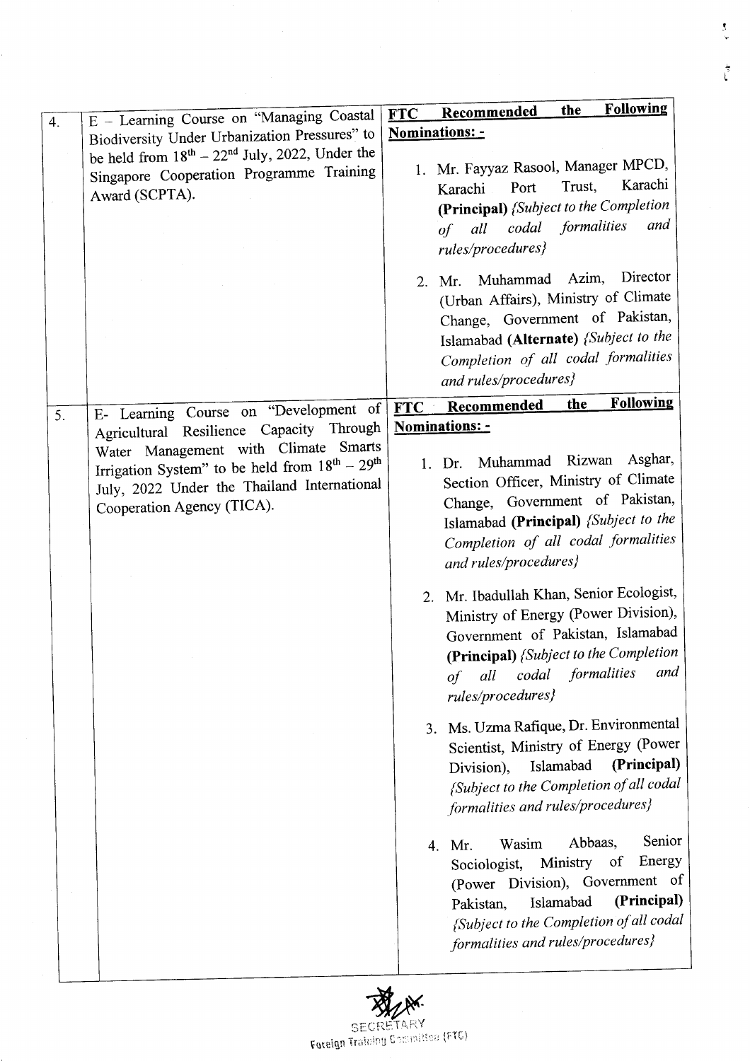| | | |
|---|---|---|
| 4. | E – Learning Course on "Managing Coastal Biodiversity Under Urbanization Pressures" to be held from 18th – 22nd July, 2022, Under the Singapore Cooperation Programme Training Award (SCPTA). | **FTC Recommended the Following Nominations: -**<br><br>1. Mr. Fayyaz Rasool, Manager MPCD, Karachi Port Trust, Karachi **(Principal)** *{Subject to the Completion of all codal formalities and rules/procedures}*<br><br>2. Mr. Muhammad Azim, Director (Urban Affairs), Ministry of Climate Change, Government of Pakistan, Islamabad **(Alternate)** *{Subject to the Completion of all codal formalities and rules/procedures}* |
| 5. | E- Learning Course on "Development of Agricultural Resilience Capacity Through Water Management with Climate Smarts Irrigation System" to be held from 18th – 29th July, 2022 Under the Thailand International Cooperation Agency (TICA). | **FTC Recommended the Following Nominations: -**<br><br>1. Dr. Muhammad Rizwan Asghar, Section Officer, Ministry of Climate Change, Government of Pakistan, Islamabad **(Principal)** *{Subject to the Completion of all codal formalities and rules/procedures}*<br><br>2. Mr. Ibadullah Khan, Senior Ecologist, Ministry of Energy (Power Division), Government of Pakistan, Islamabad **(Principal)** *{Subject to the Completion of all codal formalities and rules/procedures}*<br><br>3. Ms. Uzma Rafique, Dr. Environmental Scientist, Ministry of Energy (Power Division), Islamabad **(Principal)** *{Subject to the Completion of all codal formalities and rules/procedures}*<br><br>4. Mr. Wasim Abbaas, Senior Sociologist, Ministry of Energy (Power Division), Government of Pakistan, Islamabad **(Principal)** *{Subject to the Completion of all codal formalities and rules/procedures}* |

SECRETARY
Foreign Training Committee (FTC)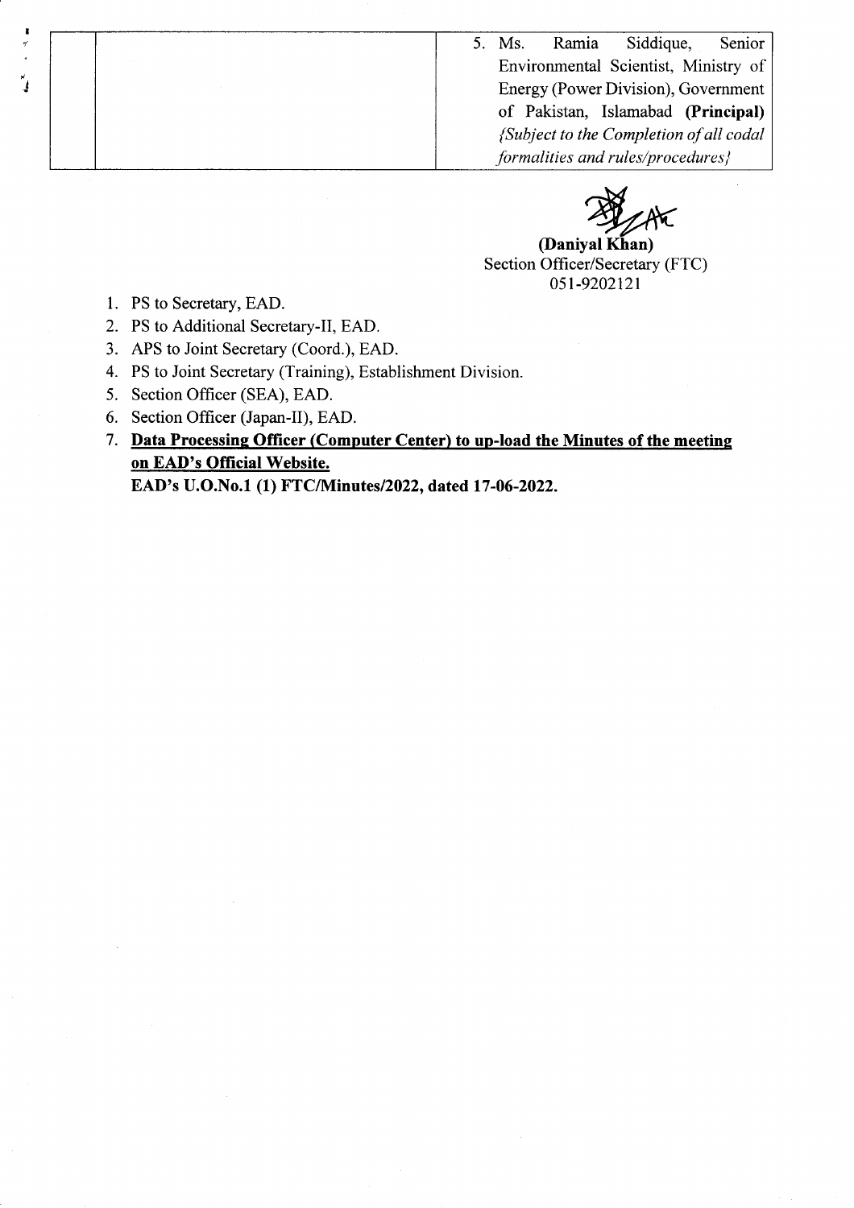|  |  | 5. Ms. Ramia Siddique, Senior Environmental Scientist, Ministry of Energy (Power Division), Government of Pakistan, Islamabad **(Principal)** *{Subject to the Completion of all codal formalities and rules/procedures}* |
| --- | --- | --- |

**(Daniyal Khan)**
Section Officer/Secretary (FTC)
051-9202121

1. PS to Secretary, EAD.
2. PS to Additional Secretary-II, EAD.
3. APS to Joint Secretary (Coord.), EAD.
4. PS to Joint Secretary (Training), Establishment Division.
5. Section Officer (SEA), EAD.
6. Section Officer (Japan-II), EAD.
7. **Data Processing Officer (Computer Center) to up-load the Minutes of the meeting on EAD's Official Website.**

**EAD's U.O.No.1 (1) FTC/Minutes/2022, dated 17-06-2022.**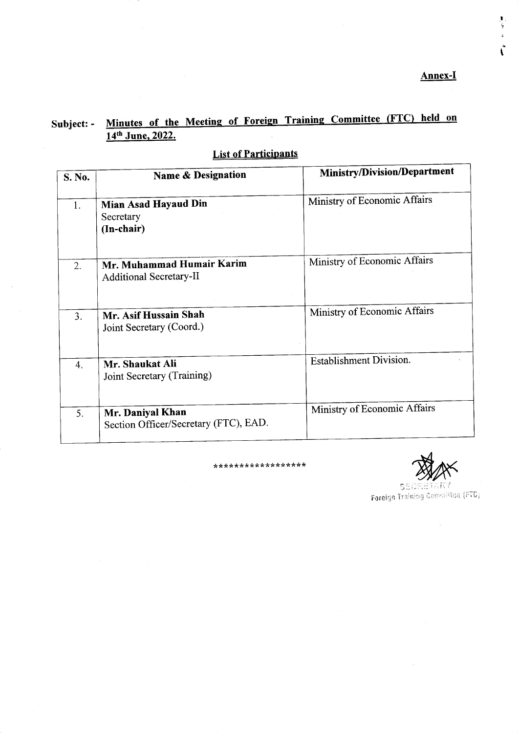**Annex-I**

**Subject: - Minutes of the Meeting of Foreign Training Committee (FTC) held on 14th June, 2022.**

**List of Participants**

| S. No. | Name & Designation | Ministry/Division/Department |
|---|---|---|
| 1. | **Mian Asad Hayaud Din**<br>Secretary<br>**(In-chair)** | Ministry of Economic Affairs |
| 2. | **Mr. Muhammad Humair Karim**<br>Additional Secretary-II | Ministry of Economic Affairs |
| 3. | **Mr. Asif Hussain Shah**<br>Joint Secretary (Coord.) | Ministry of Economic Affairs |
| 4. | **Mr. Shaukat Ali**<br>Joint Secretary (Training) | Establishment Division. |
| 5. | **Mr. Daniyal Khan**<br>Section Officer/Secretary (FTC), EAD. | Ministry of Economic Affairs |

*****************

SECRETARY
Foreign Training Committee (FTC)